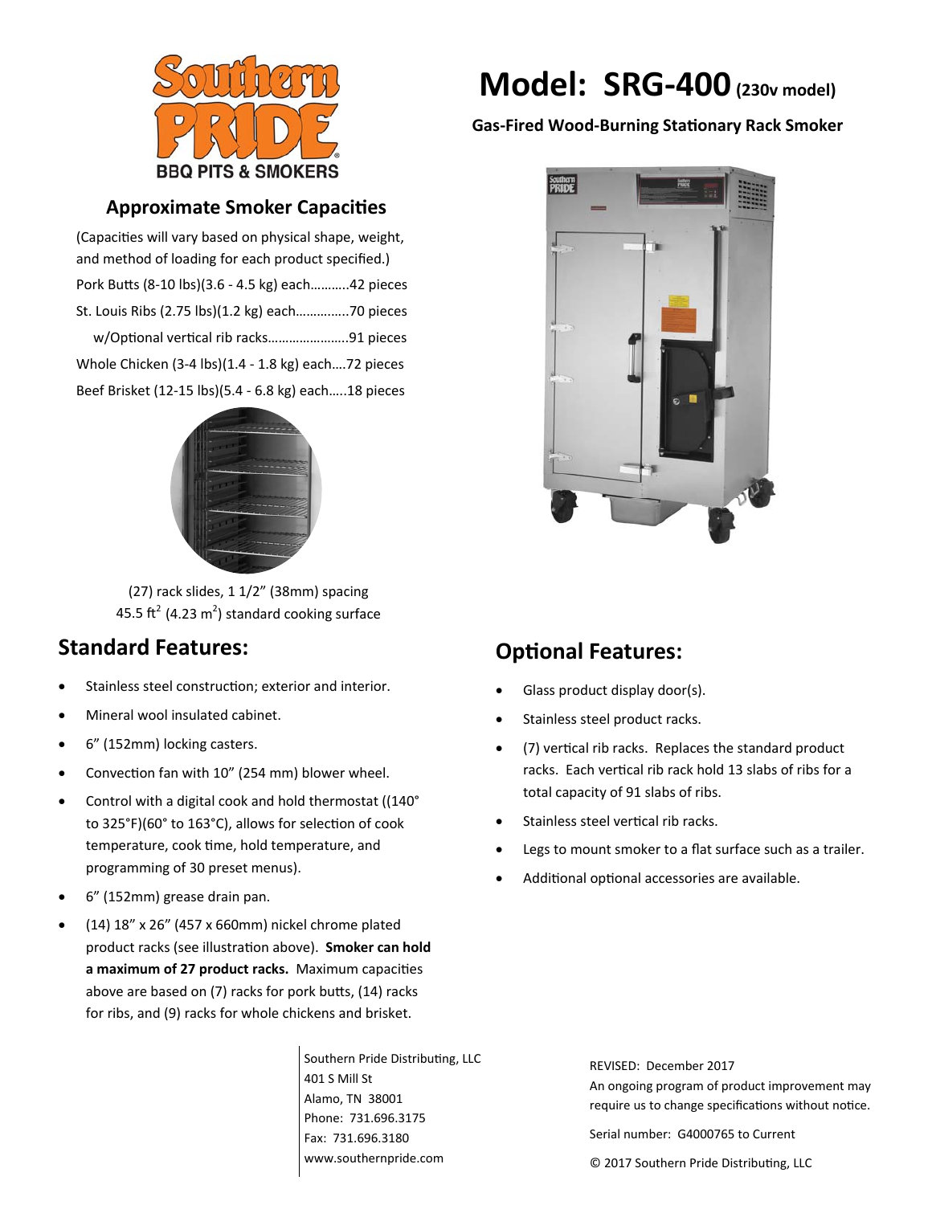# Model: SRG-400 (230v model)

**Gas-Fired Wood-Burning Stationary Rack Smoker**

## Approximate Smoker Capacities

(Capacities will vary based on physical shape, weight, and method of loading for each product specified.)

Pork Butts (8-10 lbs)(3.6 - 4.5 kg) each...........42 pieces

St. Louis Ribs (2.75 lbs)(1.2 kg) each...............70 pieces

w/Optional vertical rib racks.......................91 pieces

Whole Chicken (3-4 lbs)(1.4 - 1.8 kg) each....72 pieces

Beef Brisket (12-15 lbs)(5.4 - 6.8 kg) each.....18 pieces

(27) rack slides, 1 1/2" (38mm) spacing

45.5 $ft^2$ (4.23 $m^2$) standard cooking surface

## Standard Features:

- Stainless steel construction; exterior and interior.
- Mineral wool insulated cabinet.
- 6" (152mm) locking casters.
- Convection fan with 10" (254 mm) blower wheel.
- Control with a digital cook and hold thermostat ((140° to 325°F)(60° to 163°C), allows for selection of cook temperature, cook time, hold temperature, and programming of 30 preset menus).
- 6" (152mm) grease drain pan.
- (14) 18" x 26" (457 x 660mm) nickel chrome plated product racks (see illustration above). **Smoker can hold a maximum of 27 product racks.** Maximum capacities above are based on (7) racks for pork butts, (14) racks for ribs, and (9) racks for whole chickens and brisket.

## Optional Features:

- Glass product display door(s).
- Stainless steel product racks.
- (7) vertical rib racks. Replaces the standard product racks. Each vertical rib rack hold 13 slabs of ribs for a total capacity of 91 slabs of ribs.
- Stainless steel vertical rib racks.
- Legs to mount smoker to a flat surface such as a trailer.
- Additional optional accessories are available.

Southern Pride Distributing, LLC
401 S Mill St
Alamo, TN 38001
Phone: 731.696.3175
Fax: 731.696.3180
www.southernpride.com

REVISED: December 2017
An ongoing program of product improvement may require us to change specifications without notice.

Serial number: G4000765 to Current

© 2017 Southern Pride Distributing, LLC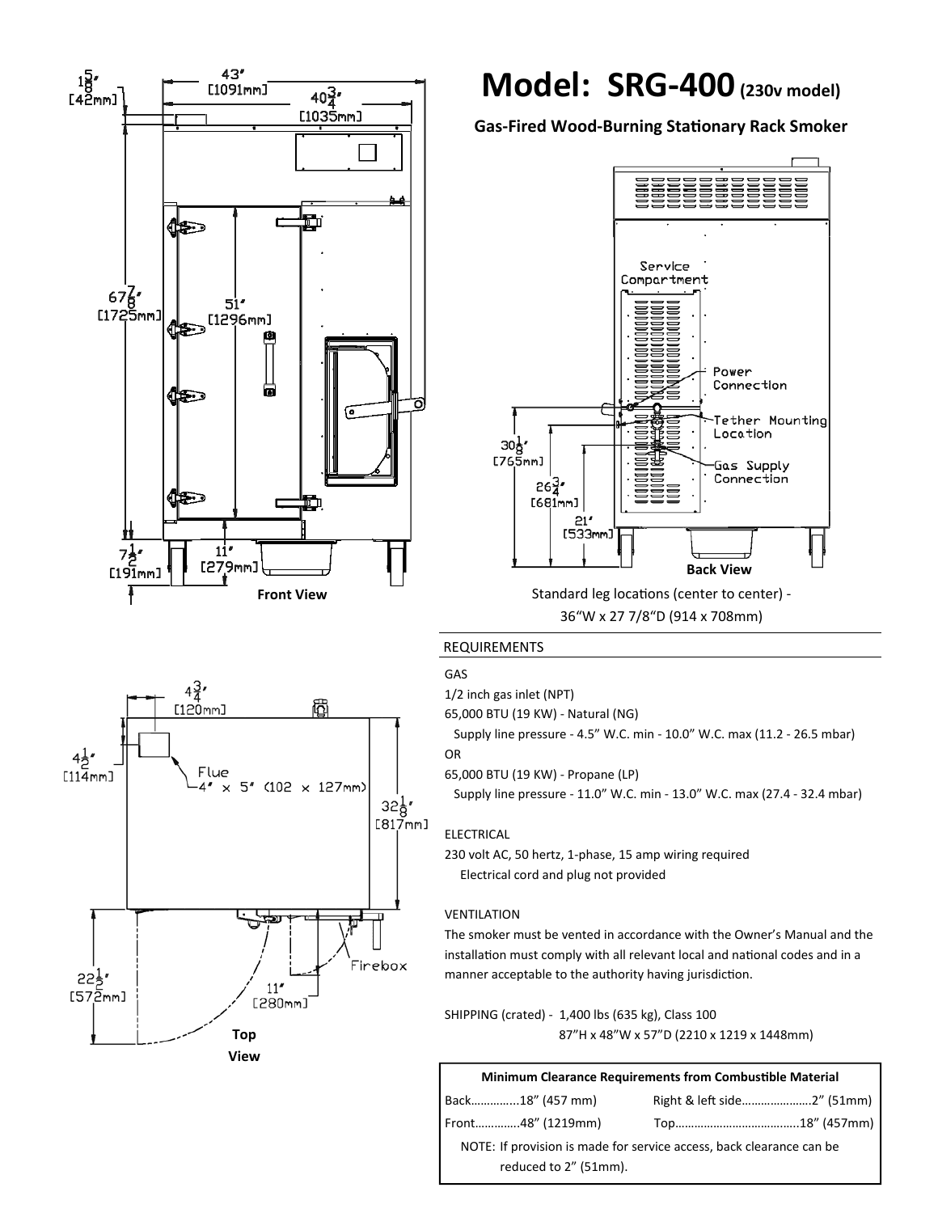# Model: SRG-400 (230v model)

**Gas-Fired Wood-Burning Stationary Rack Smoker**

Front View

43" [1091mm]

40 3/4" [1035mm]

1 5/8" [42mm]

67 7/8" [1725mm]

51" [1296mm]

7 1/2" [191mm]

11" [279mm]

Back View

Service Compartment

Power Connection

Tether Mounting Location

Gas Supply Connection

30 1/8" [765mm]

26 3/4" [681mm]

21" [533mm]

Standard leg locations (center to center) - 36"W x 27 7/8"D (914 x 708mm)

Top View

4 3/4" [120mm]

4 1/2" [114mm]

Flue 4" x 5" (102 x 127mm)

32 1/8" [817mm]

22 1/2" [572mm]

11" [280mm]

Firebox

## REQUIREMENTS

GAS

1/2 inch gas inlet (NPT)

65,000 BTU (19 KW) - Natural (NG)

Supply line pressure - 4.5" W.C. min - 10.0" W.C. max (11.2 - 26.5 mbar)

OR

65,000 BTU (19 KW) - Propane (LP)

Supply line pressure - 11.0" W.C. min - 13.0" W.C. max (27.4 - 32.4 mbar)

ELECTRICAL

230 volt AC, 50 hertz, 1-phase, 15 amp wiring required

Electrical cord and plug not provided

VENTILATION

The smoker must be vented in accordance with the Owner's Manual and the installation must comply with all relevant local and national codes and in a manner acceptable to the authority having jurisdiction.

SHIPPING (crated) - 1,400 lbs (635 kg), Class 100

87"H x 48"W x 57"D (2210 x 1219 x 1448mm)

| Minimum Clearance Requirements from Combustible Material | |
|---|---|
| Back…………..18" (457 mm) | Right & left side………………….2" (51mm) |
| Front…………..48" (1219mm) | Top………………………………..18" (457mm) |

NOTE: If provision is made for service access, back clearance can be reduced to 2" (51mm).